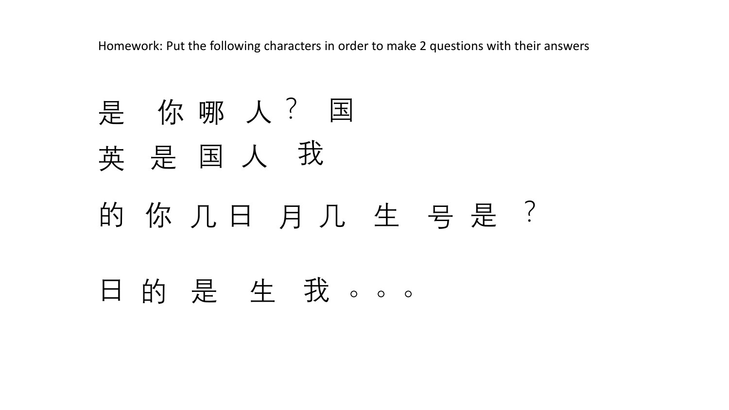Homework: Put the following characters in order to make 2 questions with their answers

是 你 哪 人 ？ 国

英 是 国 人 我

的 你 几 日 月 几 生 号 是 ？

日 的 是 生 我 。。。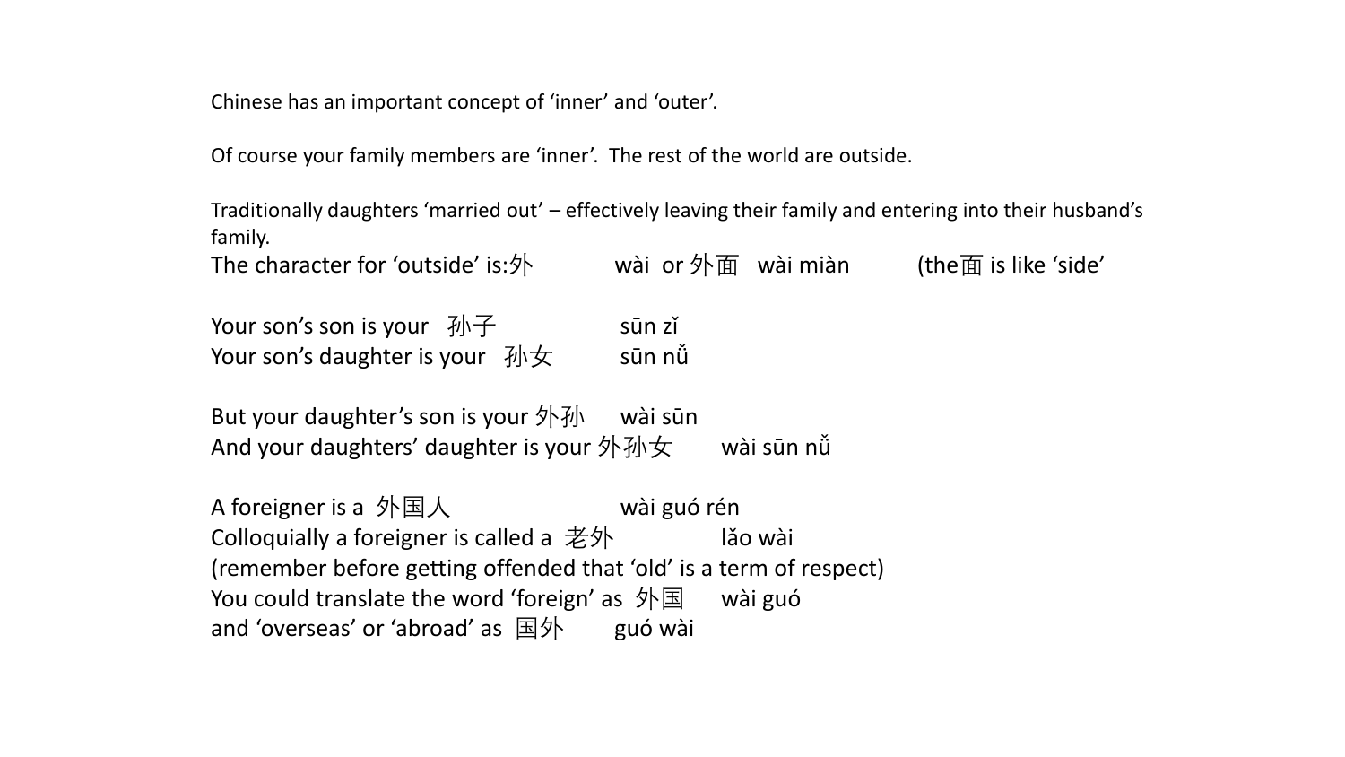Chinese has an important concept of 'inner' and 'outer'.

Of course your family members are 'inner'. The rest of the world are outside.

Traditionally daughters 'married out' – effectively leaving their family and entering into their husband's family.
The character for 'outside' is:外 wài or 外面 wài miàn (the面 is like 'side'

Your son's son is your 孙子 sūn zǐ
Your son's daughter is your 孙女 sūn nǚ

But your daughter's son is your 外孙 wài sūn
And your daughters' daughter is your 外孙女 wài sūn nǚ

A foreigner is a 外国人 wài guó rén
Colloquially a foreigner is called a 老外 lǎo wài
(remember before getting offended that 'old' is a term of respect)
You could translate the word 'foreign' as 外国 wài guó
and 'overseas' or 'abroad' as 国外 guó wài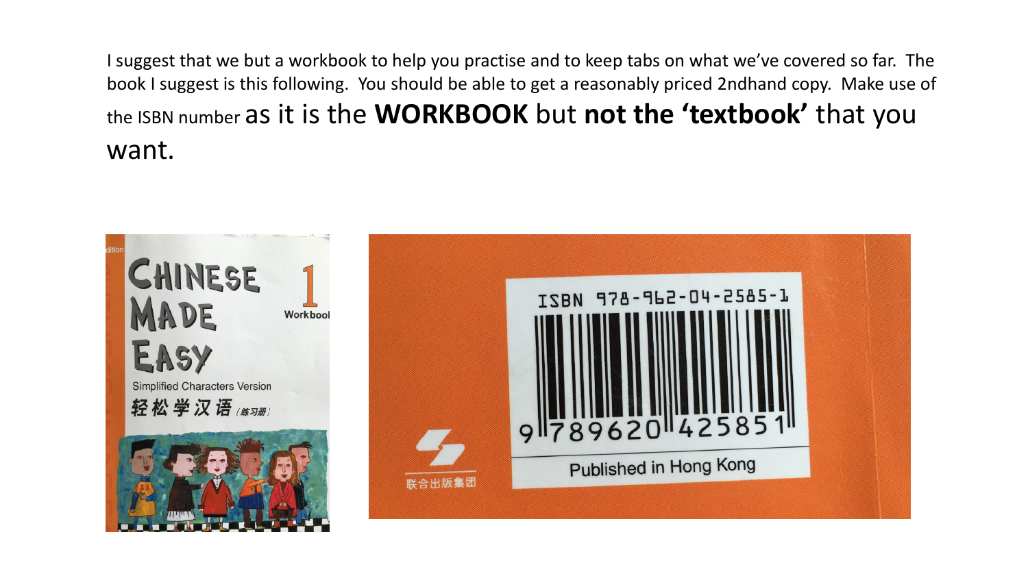I suggest that we but a workbook to help you practise and to keep tabs on what we've covered so far. The book I suggest is this following. You should be able to get a reasonably priced 2ndhand copy. Make use of the ISBN number as it is the **WORKBOOK** but **not the 'textbook'** that you want.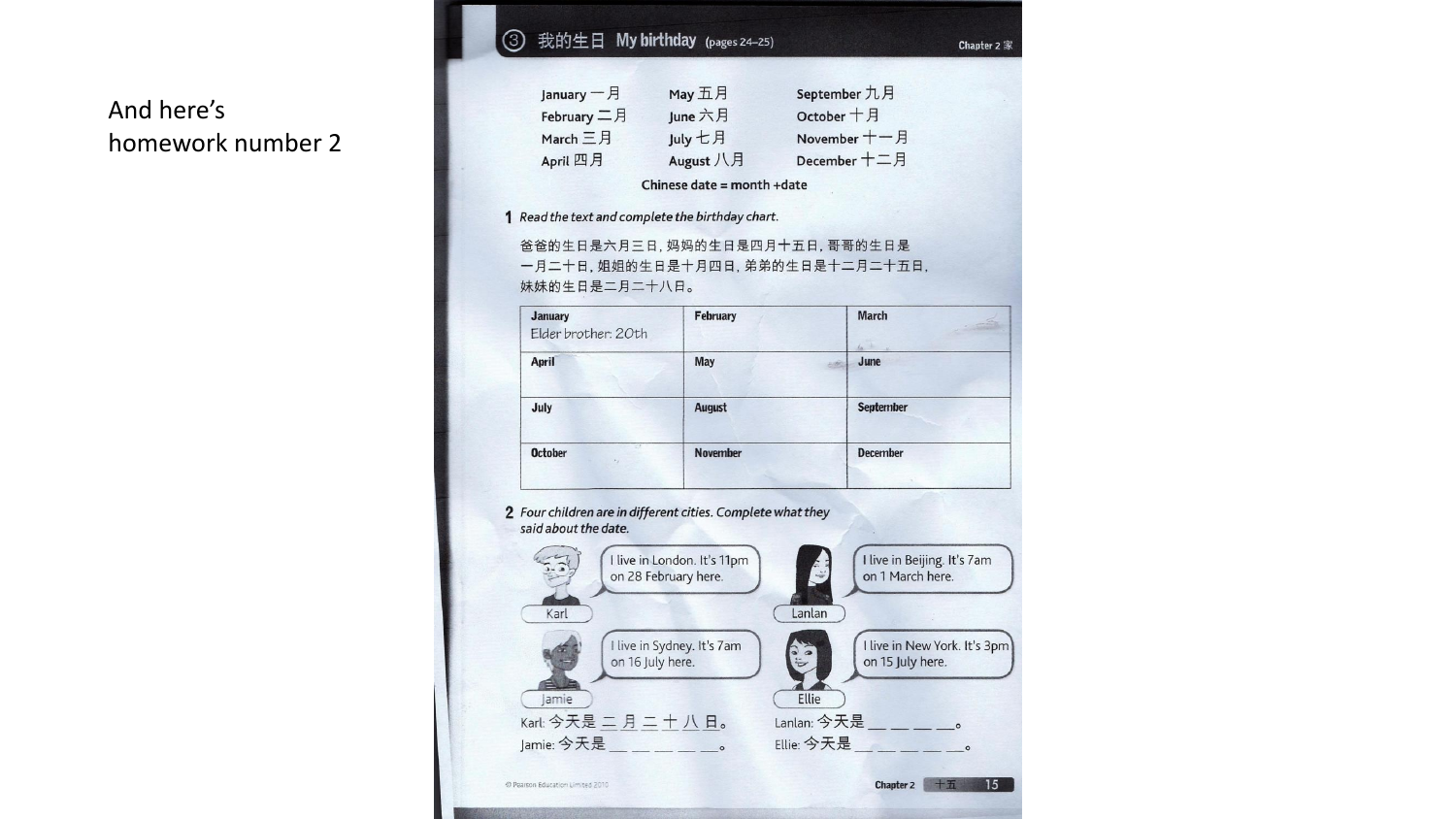And here's homework number 2

## ③ 我的生日 My birthday (pages 24–25)

Chapter 2 家

| | | |
|---|---|---|
| January 一月 | May 五月 | September 九月 |
| February 二月 | June 六月 | October 十月 |
| March 三月 | July 七月 | November 十一月 |
| April 四月 | August 八月 | December 十二月 |

**Chinese date = month + date**

**1** *Read the text and complete the birthday chart.*

爸爸的生日是六月三日，妈妈的生日是四月十五日，哥哥的生日是一月二十日，姐姐的生日是十月四日，弟弟的生日是十二月二十五日，妹妹的生日是二月二十八日。

| January | February | March |
|---|---|---|
| Elder brother: 20th | | |
| **April** | **May** | **June** |
| | | |
| **July** | **August** | **September** |
| | | |
| **October** | **November** | **December** |
| | | |

**2** *Four children are in different cities. Complete what they said about the date.*

Karl: I live in London. It's 11pm on 28 February here.

Lanlan: I live in Beijing. It's 7am on 1 March here.

Jamie: I live in Sydney. It's 7am on 16 July here.

Ellie: I live in New York. It's 3pm on 15 July here.

Karl: 今天是 二 月 二 十 八 日。

Lanlan: 今天是 __ __ __ __。

Jamie: 今天是 __ __ __ __ __。

Ellie: 今天是 __ __ __ __ __。

© Pearson Education Limited 2010